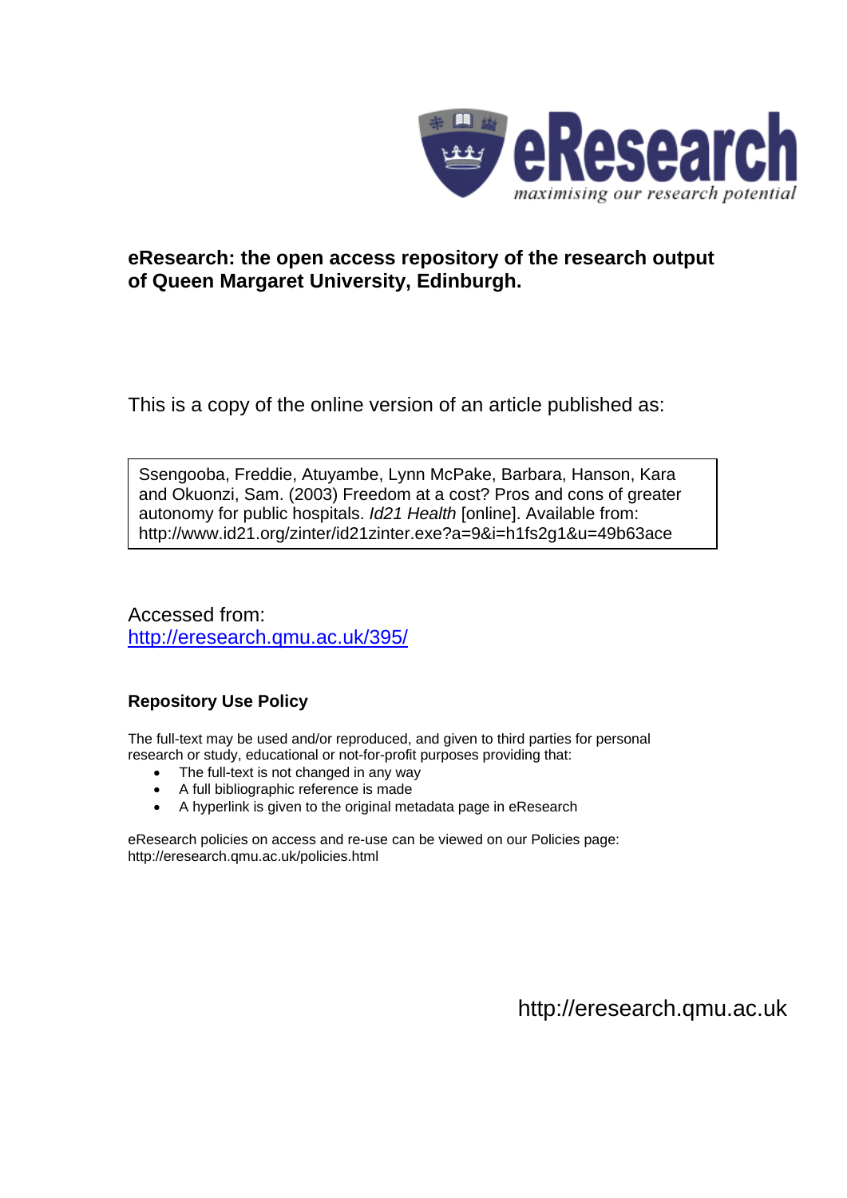eResearch
*maximising our research potential*

**eResearch: the open access repository of the research output of Queen Margaret University, Edinburgh.**

This is a copy of the online version of an article published as:

Ssengooba, Freddie, Atuyambe, Lynn McPake, Barbara, Hanson, Kara and Okuonzi, Sam. (2003) Freedom at a cost? Pros and cons of greater autonomy for public hospitals. *Id21 Health* [online]. Available from: http://www.id21.org/zinter/id21zinter.exe?a=9&i=h1fs2g1&u=49b63ace

Accessed from:
[http://eresearch.qmu.ac.uk/395/](http://eresearch.qmu.ac.uk/395/)

**Repository Use Policy**

The full-text may be used and/or reproduced, and given to third parties for personal research or study, educational or not-for-profit purposes providing that:

- The full-text is not changed in any way
- A full bibliographic reference is made
- A hyperlink is given to the original metadata page in eResearch

eResearch policies on access and re-use can be viewed on our Policies page: http://eresearch.qmu.ac.uk/policies.html

http://eresearch.qmu.ac.uk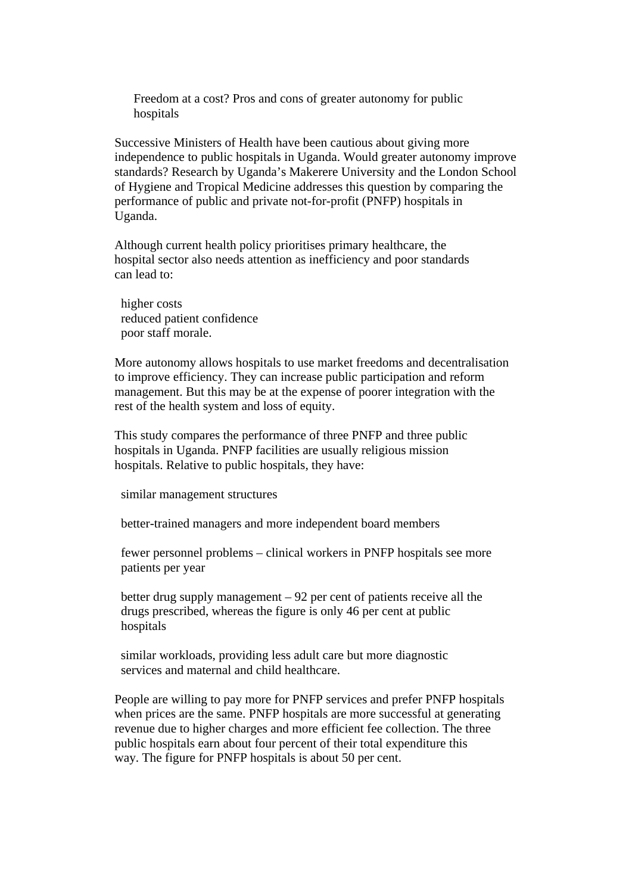# Freedom at a cost? Pros and cons of greater autonomy for public hospitals

Successive Ministers of Health have been cautious about giving more independence to public hospitals in Uganda. Would greater autonomy improve standards? Research by Uganda's Makerere University and the London School of Hygiene and Tropical Medicine addresses this question by comparing the performance of public and private not-for-profit (PNFP) hospitals in Uganda.

Although current health policy prioritises primary healthcare, the hospital sector also needs attention as inefficiency and poor standards can lead to:

- higher costs
- reduced patient confidence
- poor staff morale.

More autonomy allows hospitals to use market freedoms and decentralisation to improve efficiency. They can increase public participation and reform management. But this may be at the expense of poorer integration with the rest of the health system and loss of equity.

This study compares the performance of three PNFP and three public hospitals in Uganda. PNFP facilities are usually religious mission hospitals. Relative to public hospitals, they have:

- similar management structures
- better-trained managers and more independent board members
- fewer personnel problems – clinical workers in PNFP hospitals see more patients per year
- better drug supply management – 92 per cent of patients receive all the drugs prescribed, whereas the figure is only 46 per cent at public hospitals
- similar workloads, providing less adult care but more diagnostic services and maternal and child healthcare.

People are willing to pay more for PNFP services and prefer PNFP hospitals when prices are the same. PNFP hospitals are more successful at generating revenue due to higher charges and more efficient fee collection. The three public hospitals earn about four percent of their total expenditure this way. The figure for PNFP hospitals is about 50 per cent.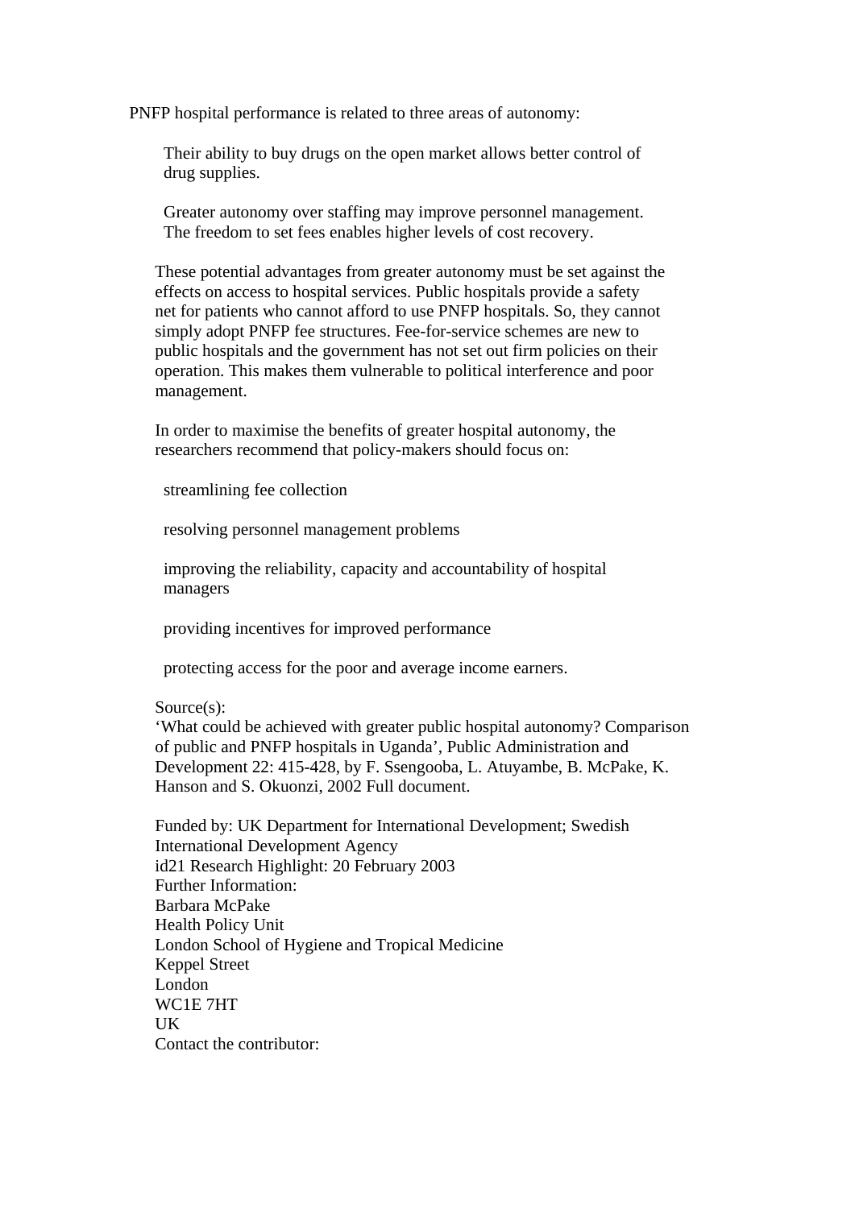PNFP hospital performance is related to three areas of autonomy:

- Their ability to buy drugs on the open market allows better control of drug supplies.
- Greater autonomy over staffing may improve personnel management.
- The freedom to set fees enables higher levels of cost recovery.

These potential advantages from greater autonomy must be set against the effects on access to hospital services. Public hospitals provide a safety net for patients who cannot afford to use PNFP hospitals. So, they cannot simply adopt PNFP fee structures. Fee-for-service schemes are new to public hospitals and the government has not set out firm policies on their operation. This makes them vulnerable to political interference and poor management.

In order to maximise the benefits of greater hospital autonomy, the researchers recommend that policy-makers should focus on:

- streamlining fee collection
- resolving personnel management problems
- improving the reliability, capacity and accountability of hospital managers
- providing incentives for improved performance
- protecting access for the poor and average income earners.

Source(s):
'What could be achieved with greater public hospital autonomy? Comparison of public and PNFP hospitals in Uganda', Public Administration and Development 22: 415-428, by F. Ssengooba, L. Atuyambe, B. McPake, K. Hanson and S. Okuonzi, 2002 Full document.

Funded by: UK Department for International Development; Swedish International Development Agency
id21 Research Highlight: 20 February 2003
Further Information:
Barbara McPake
Health Policy Unit
London School of Hygiene and Tropical Medicine
Keppel Street
London
WC1E 7HT
UK
Contact the contributor: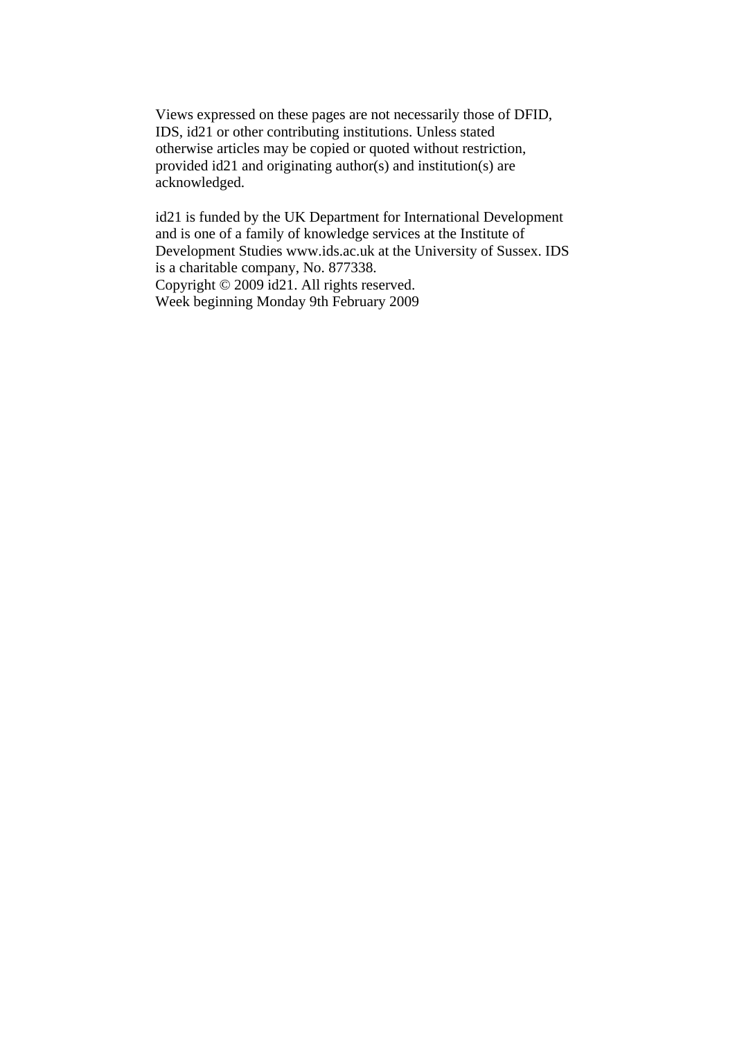Views expressed on these pages are not necessarily those of DFID, IDS, id21 or other contributing institutions. Unless stated otherwise articles may be copied or quoted without restriction, provided id21 and originating author(s) and institution(s) are acknowledged.

id21 is funded by the UK Department for International Development and is one of a family of knowledge services at the Institute of Development Studies www.ids.ac.uk at the University of Sussex. IDS is a charitable company, No. 877338.
Copyright © 2009 id21. All rights reserved.
Week beginning Monday 9th February 2009